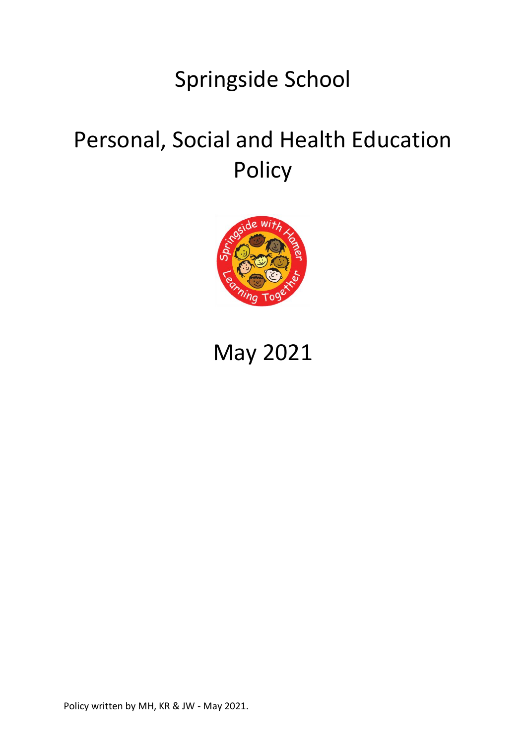# Springside School

# Personal, Social and Health Education Policy

May 2021

Policy written by MH, KR & JW - May 2021.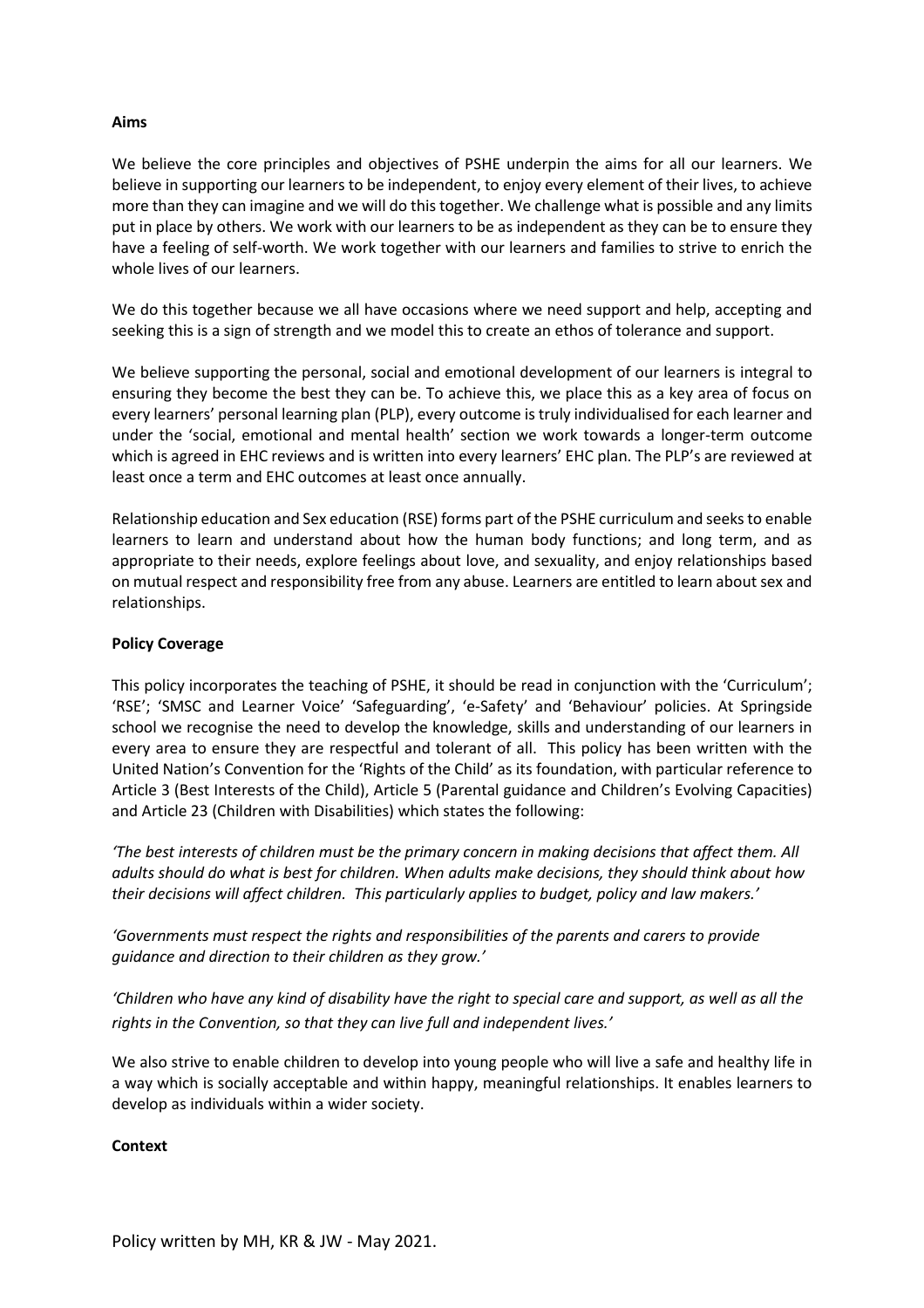**Aims**

We believe the core principles and objectives of PSHE underpin the aims for all our learners. We believe in supporting our learners to be independent, to enjoy every element of their lives, to achieve more than they can imagine and we will do this together. We challenge what is possible and any limits put in place by others. We work with our learners to be as independent as they can be to ensure they have a feeling of self-worth. We work together with our learners and families to strive to enrich the whole lives of our learners.

We do this together because we all have occasions where we need support and help, accepting and seeking this is a sign of strength and we model this to create an ethos of tolerance and support.

We believe supporting the personal, social and emotional development of our learners is integral to ensuring they become the best they can be. To achieve this, we place this as a key area of focus on every learners' personal learning plan (PLP), every outcome is truly individualised for each learner and under the 'social, emotional and mental health' section we work towards a longer-term outcome which is agreed in EHC reviews and is written into every learners' EHC plan. The PLP's are reviewed at least once a term and EHC outcomes at least once annually.

Relationship education and Sex education (RSE) forms part of the PSHE curriculum and seeks to enable learners to learn and understand about how the human body functions; and long term, and as appropriate to their needs, explore feelings about love, and sexuality, and enjoy relationships based on mutual respect and responsibility free from any abuse. Learners are entitled to learn about sex and relationships.

**Policy Coverage**

This policy incorporates the teaching of PSHE, it should be read in conjunction with the 'Curriculum'; 'RSE'; 'SMSC and Learner Voice' 'Safeguarding', 'e-Safety' and 'Behaviour' policies. At Springside school we recognise the need to develop the knowledge, skills and understanding of our learners in every area to ensure they are respectful and tolerant of all. This policy has been written with the United Nation's Convention for the 'Rights of the Child' as its foundation, with particular reference to Article 3 (Best Interests of the Child), Article 5 (Parental guidance and Children's Evolving Capacities) and Article 23 (Children with Disabilities) which states the following:

*'The best interests of children must be the primary concern in making decisions that affect them. All adults should do what is best for children. When adults make decisions, they should think about how their decisions will affect children. This particularly applies to budget, policy and law makers.'*

*'Governments must respect the rights and responsibilities of the parents and carers to provide guidance and direction to their children as they grow.'*

*'Children who have any kind of disability have the right to special care and support, as well as all the rights in the Convention, so that they can live full and independent lives.'*

We also strive to enable children to develop into young people who will live a safe and healthy life in a way which is socially acceptable and within happy, meaningful relationships. It enables learners to develop as individuals within a wider society.

**Context**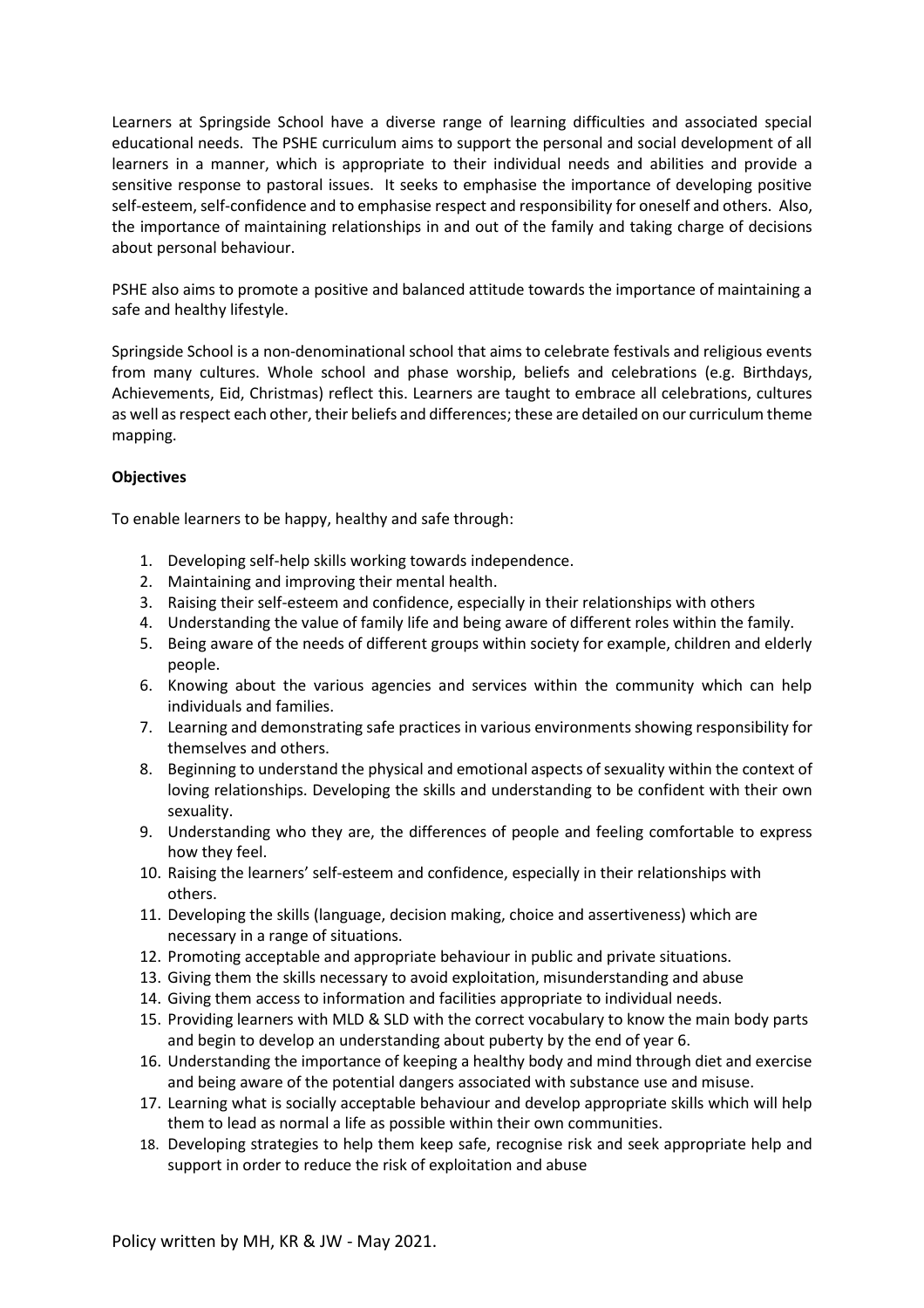Learners at Springside School have a diverse range of learning difficulties and associated special educational needs. The PSHE curriculum aims to support the personal and social development of all learners in a manner, which is appropriate to their individual needs and abilities and provide a sensitive response to pastoral issues. It seeks to emphasise the importance of developing positive self-esteem, self-confidence and to emphasise respect and responsibility for oneself and others. Also, the importance of maintaining relationships in and out of the family and taking charge of decisions about personal behaviour.

PSHE also aims to promote a positive and balanced attitude towards the importance of maintaining a safe and healthy lifestyle.

Springside School is a non-denominational school that aims to celebrate festivals and religious events from many cultures. Whole school and phase worship, beliefs and celebrations (e.g. Birthdays, Achievements, Eid, Christmas) reflect this. Learners are taught to embrace all celebrations, cultures as well as respect each other, their beliefs and differences; these are detailed on our curriculum theme mapping.

**Objectives**

To enable learners to be happy, healthy and safe through:

1. Developing self-help skills working towards independence.
2. Maintaining and improving their mental health.
3. Raising their self-esteem and confidence, especially in their relationships with others
4. Understanding the value of family life and being aware of different roles within the family.
5. Being aware of the needs of different groups within society for example, children and elderly people.
6. Knowing about the various agencies and services within the community which can help individuals and families.
7. Learning and demonstrating safe practices in various environments showing responsibility for themselves and others.
8. Beginning to understand the physical and emotional aspects of sexuality within the context of loving relationships. Developing the skills and understanding to be confident with their own sexuality.
9. Understanding who they are, the differences of people and feeling comfortable to express how they feel.
10. Raising the learners' self-esteem and confidence, especially in their relationships with others.
11. Developing the skills (language, decision making, choice and assertiveness) which are necessary in a range of situations.
12. Promoting acceptable and appropriate behaviour in public and private situations.
13. Giving them the skills necessary to avoid exploitation, misunderstanding and abuse
14. Giving them access to information and facilities appropriate to individual needs.
15. Providing learners with MLD & SLD with the correct vocabulary to know the main body parts and begin to develop an understanding about puberty by the end of year 6.
16. Understanding the importance of keeping a healthy body and mind through diet and exercise and being aware of the potential dangers associated with substance use and misuse.
17. Learning what is socially acceptable behaviour and develop appropriate skills which will help them to lead as normal a life as possible within their own communities.
18. Developing strategies to help them keep safe, recognise risk and seek appropriate help and support in order to reduce the risk of exploitation and abuse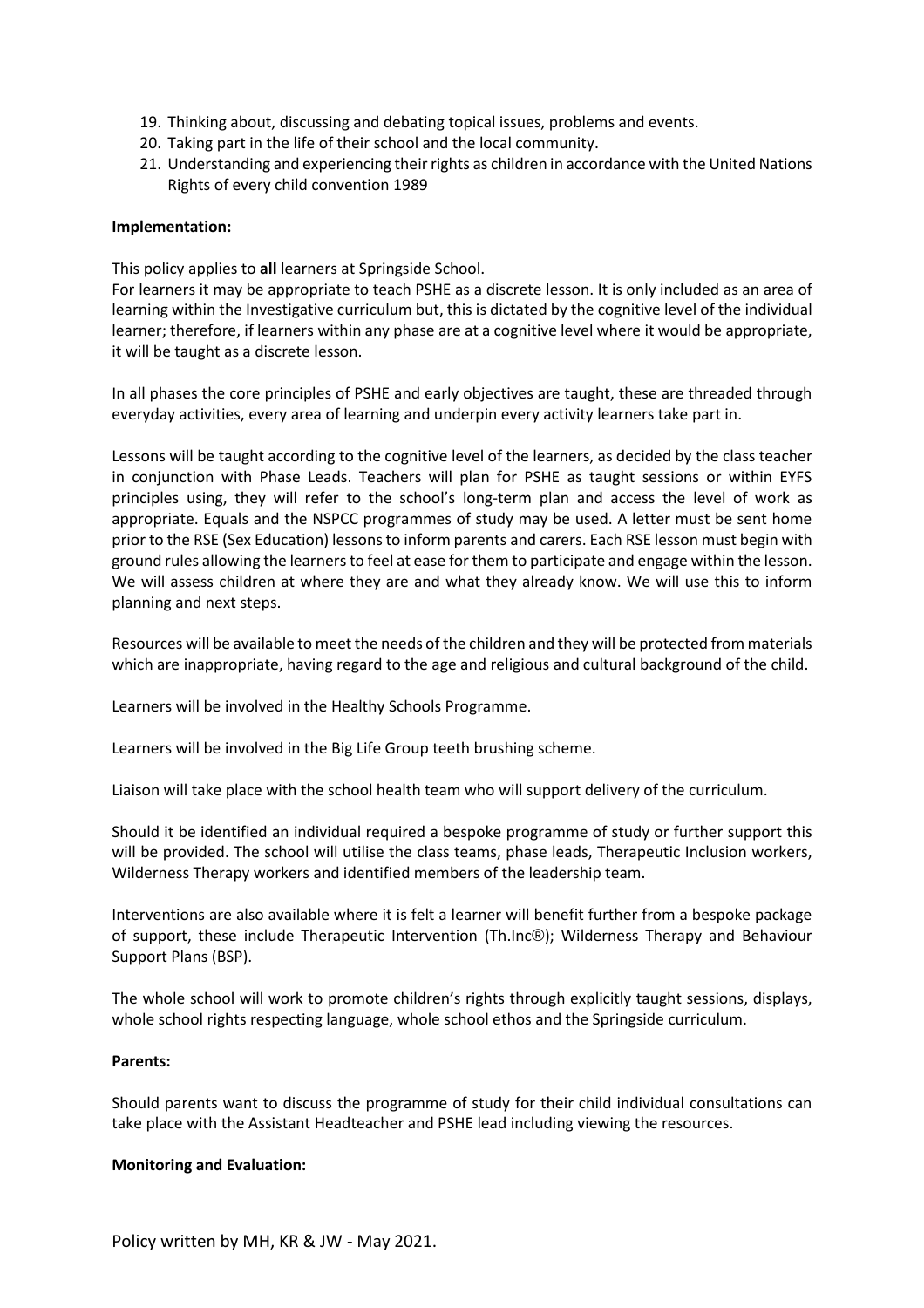19. Thinking about, discussing and debating topical issues, problems and events.
20. Taking part in the life of their school and the local community.
21. Understanding and experiencing their rights as children in accordance with the United Nations Rights of every child convention 1989

**Implementation:**

This policy applies to **all** learners at Springside School.
For learners it may be appropriate to teach PSHE as a discrete lesson. It is only included as an area of learning within the Investigative curriculum but, this is dictated by the cognitive level of the individual learner; therefore, if learners within any phase are at a cognitive level where it would be appropriate, it will be taught as a discrete lesson.

In all phases the core principles of PSHE and early objectives are taught, these are threaded through everyday activities, every area of learning and underpin every activity learners take part in.

Lessons will be taught according to the cognitive level of the learners, as decided by the class teacher in conjunction with Phase Leads. Teachers will plan for PSHE as taught sessions or within EYFS principles using, they will refer to the school's long-term plan and access the level of work as appropriate. Equals and the NSPCC programmes of study may be used. A letter must be sent home prior to the RSE (Sex Education) lessons to inform parents and carers. Each RSE lesson must begin with ground rules allowing the learners to feel at ease for them to participate and engage within the lesson. We will assess children at where they are and what they already know. We will use this to inform planning and next steps.

Resources will be available to meet the needs of the children and they will be protected from materials which are inappropriate, having regard to the age and religious and cultural background of the child.

Learners will be involved in the Healthy Schools Programme.

Learners will be involved in the Big Life Group teeth brushing scheme.

Liaison will take place with the school health team who will support delivery of the curriculum.

Should it be identified an individual required a bespoke programme of study or further support this will be provided. The school will utilise the class teams, phase leads, Therapeutic Inclusion workers, Wilderness Therapy workers and identified members of the leadership team.

Interventions are also available where it is felt a learner will benefit further from a bespoke package of support, these include Therapeutic Intervention (Th.Inc®); Wilderness Therapy and Behaviour Support Plans (BSP).

The whole school will work to promote children's rights through explicitly taught sessions, displays, whole school rights respecting language, whole school ethos and the Springside curriculum.

**Parents:**

Should parents want to discuss the programme of study for their child individual consultations can take place with the Assistant Headteacher and PSHE lead including viewing the resources.

**Monitoring and Evaluation:**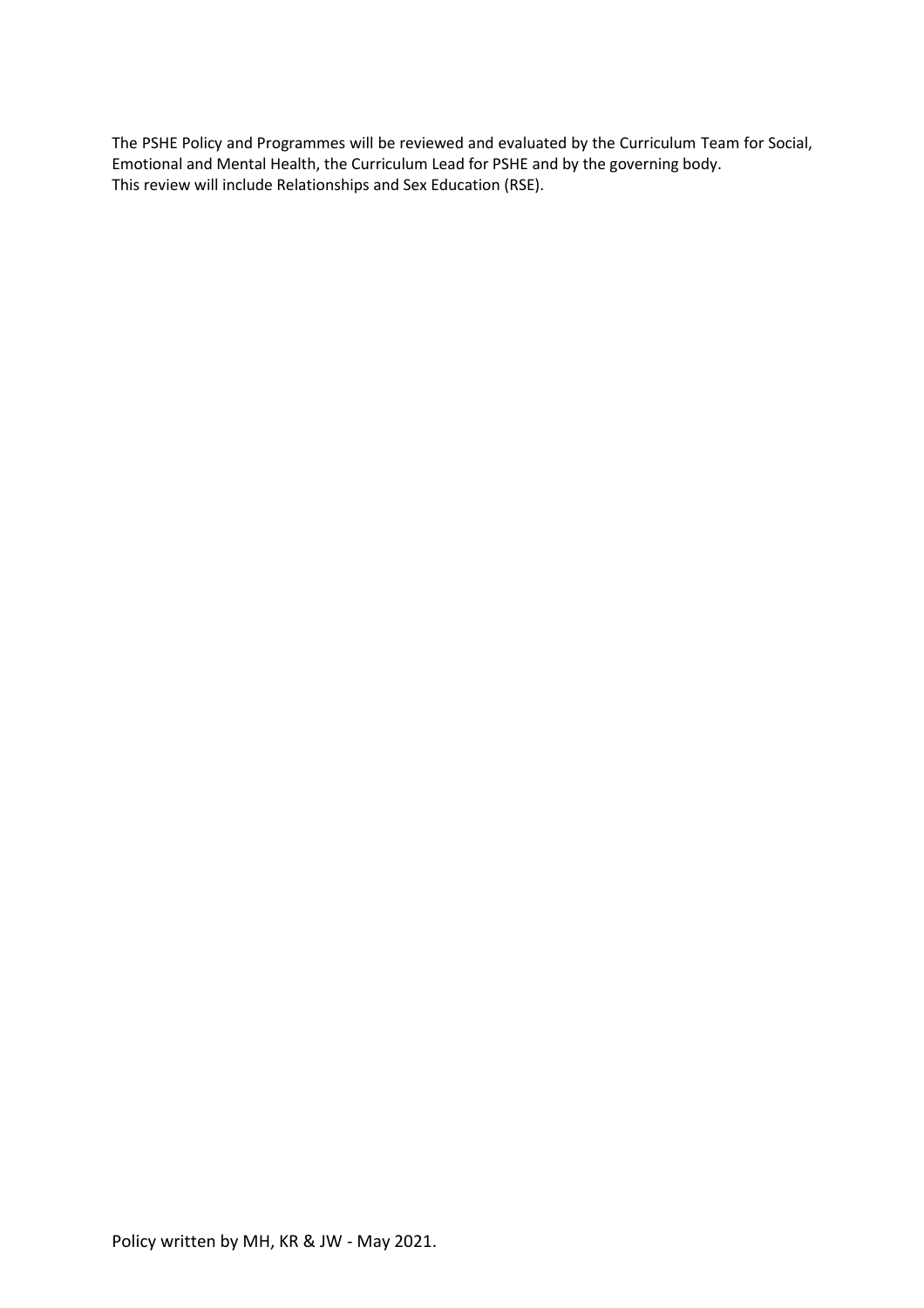The PSHE Policy and Programmes will be reviewed and evaluated by the Curriculum Team for Social, Emotional and Mental Health, the Curriculum Lead for PSHE and by the governing body.
This review will include Relationships and Sex Education (RSE).

Policy written by MH, KR & JW - May 2021.